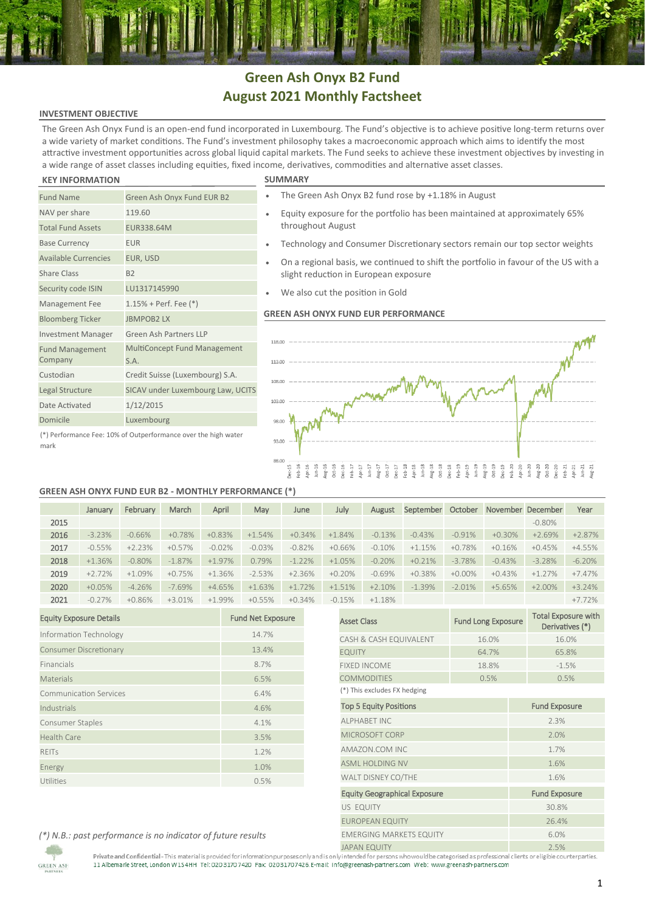# Green Ash Onyx B2 Fund
# August 2021 Monthly Factsheet

## INVESTMENT OBJECTIVE

The Green Ash Onyx Fund is an open-end fund incorporated in Luxembourg. The Fund's objective is to achieve positive long-term returns over a wide variety of market conditions. The Fund's investment philosophy takes a macroeconomic approach which aims to identify the most attractive investment opportunities across global liquid capital markets. The Fund seeks to achieve these investment objectives by investing in a wide range of asset classes including equities, fixed income, derivatives, commodities and alternative asset classes.

## KEY INFORMATION

| | |
|---|---|
| Fund Name | Green Ash Onyx Fund EUR B2 |
| NAV per share | 119.60 |
| Total Fund Assets | EUR338.64M |
| Base Currency | EUR |
| Available Currencies | EUR, USD |
| Share Class | B2 |
| Security code ISIN | LU1317145990 |
| Management Fee | 1.15% + Perf. Fee (*) |
| Bloomberg Ticker | JBMPOB2 LX |
| Investment Manager | Green Ash Partners LLP |
| Fund Management Company | MultiConcept Fund Management S.A. |
| Custodian | Credit Suisse (Luxembourg) S.A. |
| Legal Structure | SICAV under Luxembourg Law, UCITS |
| Date Activated | 1/12/2015 |
| Domicile | Luxembourg |

(*) Performance Fee: 10% of Outperformance over the high water mark

## SUMMARY

- The Green Ash Onyx B2 fund rose by +1.18% in August
- Equity exposure for the portfolio has been maintained at approximately 65% throughout August
- Technology and Consumer Discretionary sectors remain our top sector weights
- On a regional basis, we continued to shift the portfolio in favour of the US with a slight reduction in European exposure
- We also cut the position in Gold

## GREEN ASH ONYX FUND EUR PERFORMANCE

## GREEN ASH ONYX FUND EUR B2 - MONTHLY PERFORMANCE (*)

| | January | February | March | April | May | June | July | August | September | October | November | December | Year |
|---|---|---|---|---|---|---|---|---|---|---|---|---|---|
| 2015 | | | | | | | | | | | | -0.80% | |
| 2016 | -3.23% | -0.66% | +0.78% | +0.83% | +1.54% | +0.34% | +1.84% | -0.13% | -0.43% | -0.91% | +0.30% | +2.69% | +2.87% |
| 2017 | -0.55% | +2.23% | +0.57% | -0.02% | -0.03% | -0.82% | +0.66% | -0.10% | +1.15% | +0.78% | +0.16% | +0.45% | +4.55% |
| 2018 | +1.36% | -0.80% | -1.87% | +1.97% | 0.79% | -1.22% | +1.05% | -0.20% | +0.21% | -3.78% | -0.43% | -3.28% | -6.20% |
| 2019 | +2.72% | +1.09% | +0.75% | +1.36% | -2.53% | +2.36% | +0.20% | -0.69% | +0.38% | +0.00% | +0.43% | +1.27% | +7.47% |
| 2020 | +0.05% | -4.26% | -7.69% | +4.65% | +1.63% | +1.72% | +1.51% | +2.10% | -1.39% | -2.01% | +5.65% | +2.00% | +3.24% |
| 2021 | -0.27% | +0.86% | +3.01% | +1.99% | +0.55% | +0.34% | -0.15% | +1.18% | | | | | +7.72% |

| Equity Exposure Details | Fund Net Exposure |
|---|---|
| Information Technology | 14.7% |
| Consumer Discretionary | 13.4% |
| Financials | 8.7% |
| Materials | 6.5% |
| Communication Services | 6.4% |
| Industrials | 4.6% |
| Consumer Staples | 4.1% |
| Health Care | 3.5% |
| REITs | 1.2% |
| Energy | 1.0% |
| Utilities | 0.5% |

| Asset Class | Fund Long Exposure | Total Exposure with Derivatives (*) |
|---|---|---|
| CASH & CASH EQUIVALENT | 16.0% | 16.0% |
| EQUITY | 64.7% | 65.8% |
| FIXED INCOME | 18.8% | -1.5% |
| COMMODITIES | 0.5% | 0.5% |

(*) This excludes FX hedging

| Top 5 Equity Positions | Fund Exposure |
|---|---|
| ALPHABET INC | 2.3% |
| MICROSOFT CORP | 2.0% |
| AMAZON.COM INC | 1.7% |
| ASML HOLDING NV | 1.6% |
| WALT DISNEY CO/THE | 1.6% |

| Equity Geographical Exposure | Fund Exposure |
|---|---|
| US EQUITY | 30.8% |
| EUROPEAN EQUITY | 26.4% |
| EMERGING MARKETS EQUITY | 6.0% |
| JAPAN EQUITY | 2.5% |

*(*) N.B.: past performance is no indicator of future results*

**Private and Confidential** - This material is provided for information purposes only and is only intended for persons who would be categorised as professional clients or eligible counterparties.
11 Albemarle Street, London W1S 4HH Tel: 02031707420 Fax: 02031707426 E-mail: info@greenash-partners.com Web: www.greenash-partners.com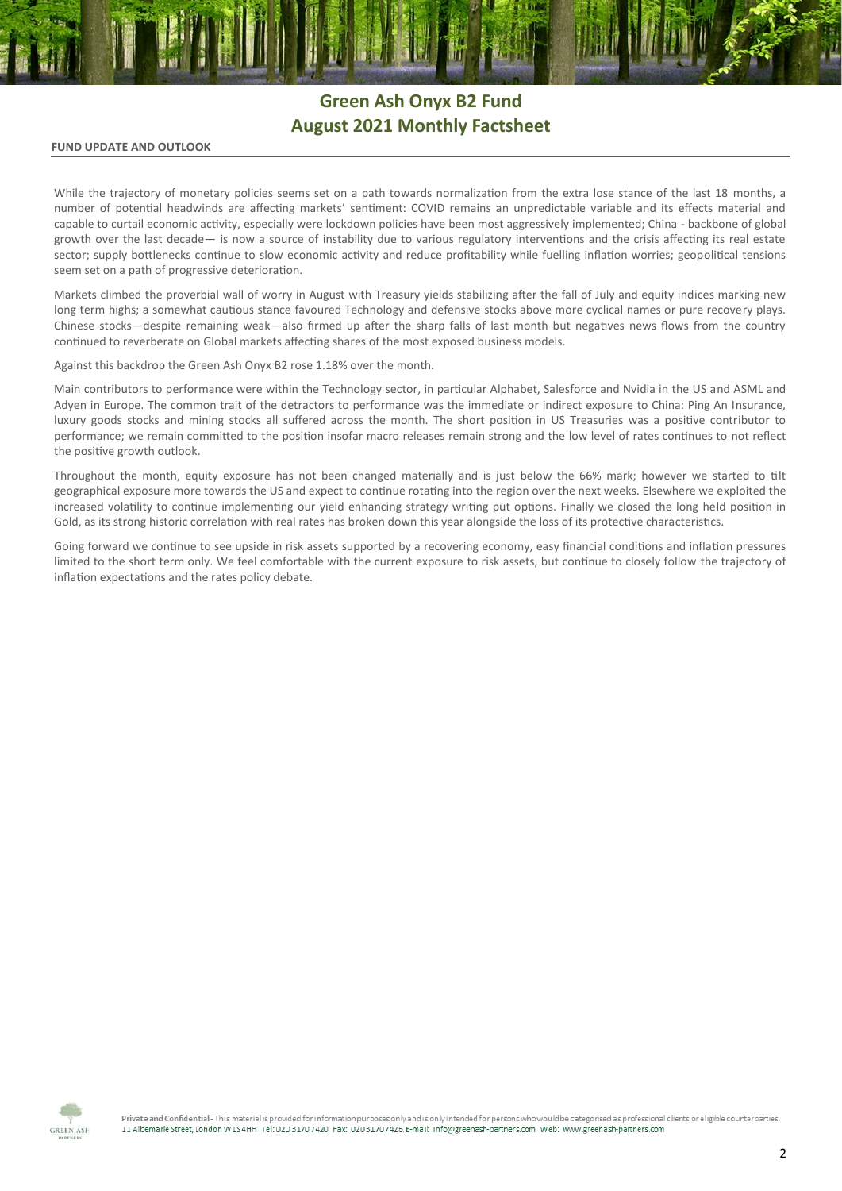# Green Ash Onyx B2 Fund
## August 2021 Monthly Factsheet

**FUND UPDATE AND OUTLOOK**

While the trajectory of monetary policies seems set on a path towards normalization from the extra lose stance of the last 18 months, a number of potential headwinds are affecting markets' sentiment: COVID remains an unpredictable variable and its effects material and capable to curtail economic activity, especially were lockdown policies have been most aggressively implemented; China - backbone of global growth over the last decade— is now a source of instability due to various regulatory interventions and the crisis affecting its real estate sector; supply bottlenecks continue to slow economic activity and reduce profitability while fuelling inflation worries; geopolitical tensions seem set on a path of progressive deterioration.

Markets climbed the proverbial wall of worry in August with Treasury yields stabilizing after the fall of July and equity indices marking new long term highs; a somewhat cautious stance favoured Technology and defensive stocks above more cyclical names or pure recovery plays. Chinese stocks—despite remaining weak—also firmed up after the sharp falls of last month but negatives news flows from the country continued to reverberate on Global markets affecting shares of the most exposed business models.

Against this backdrop the Green Ash Onyx B2 rose 1.18% over the month.

Main contributors to performance were within the Technology sector, in particular Alphabet, Salesforce and Nvidia in the US and ASML and Adyen in Europe. The common trait of the detractors to performance was the immediate or indirect exposure to China: Ping An Insurance, luxury goods stocks and mining stocks all suffered across the month. The short position in US Treasuries was a positive contributor to performance; we remain committed to the position insofar macro releases remain strong and the low level of rates continues to not reflect the positive growth outlook.

Throughout the month, equity exposure has not been changed materially and is just below the 66% mark; however we started to tilt geographical exposure more towards the US and expect to continue rotating into the region over the next weeks. Elsewhere we exploited the increased volatility to continue implementing our yield enhancing strategy writing put options. Finally we closed the long held position in Gold, as its strong historic correlation with real rates has broken down this year alongside the loss of its protective characteristics.

Going forward we continue to see upside in risk assets supported by a recovering economy, easy financial conditions and inflation pressures limited to the short term only. We feel comfortable with the current exposure to risk assets, but continue to closely follow the trajectory of inflation expectations and the rates policy debate.

**Private and Confidential** - This material is provided for information purposes only and is only intended for persons who would be categorised as professional clients or eligible counterparties.
11 Albemarle Street, London W1S 4HH Tel: 02031707420 Fax: 02031707426 E-mail: info@greenash-partners.com Web: www.greenash-partners.com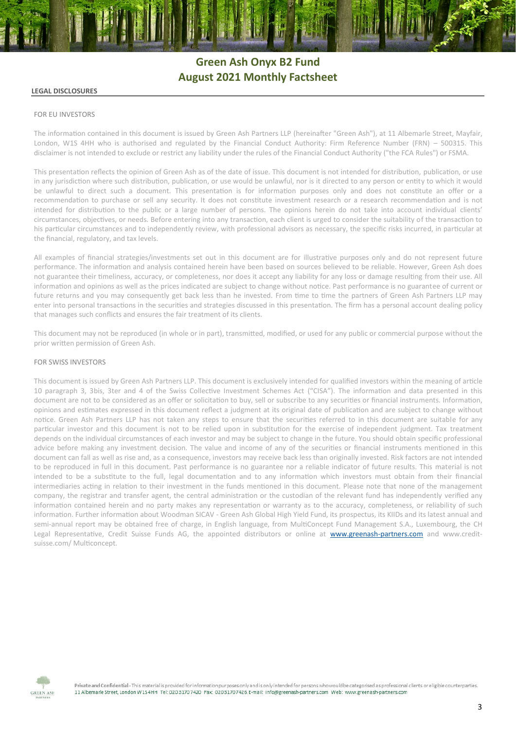# Green Ash Onyx B2 Fund
## August 2021 Monthly Factsheet

**LEGAL DISCLOSURES**

FOR EU INVESTORS

The information contained in this document is issued by Green Ash Partners LLP (hereinafter "Green Ash"), at 11 Albemarle Street, Mayfair, London, W1S 4HH who is authorised and regulated by the Financial Conduct Authority: Firm Reference Number (FRN) – 500315. This disclaimer is not intended to exclude or restrict any liability under the rules of the Financial Conduct Authority ("the FCA Rules") or FSMA.

This presentation reflects the opinion of Green Ash as of the date of issue. This document is not intended for distribution, publication, or use in any jurisdiction where such distribution, publication, or use would be unlawful, nor is it directed to any person or entity to which it would be unlawful to direct such a document. This presentation is for information purposes only and does not constitute an offer or a recommendation to purchase or sell any security. It does not constitute investment research or a research recommendation and is not intended for distribution to the public or a large number of persons. The opinions herein do not take into account individual clients' circumstances, objectives, or needs. Before entering into any transaction, each client is urged to consider the suitability of the transaction to his particular circumstances and to independently review, with professional advisors as necessary, the specific risks incurred, in particular at the financial, regulatory, and tax levels.

All examples of financial strategies/investments set out in this document are for illustrative purposes only and do not represent future performance. The information and analysis contained herein have been based on sources believed to be reliable. However, Green Ash does not guarantee their timeliness, accuracy, or completeness, nor does it accept any liability for any loss or damage resulting from their use. All information and opinions as well as the prices indicated are subject to change without notice. Past performance is no guarantee of current or future returns and you may consequently get back less than he invested. From time to time the partners of Green Ash Partners LLP may enter into personal transactions in the securities and strategies discussed in this presentation. The firm has a personal account dealing policy that manages such conflicts and ensures the fair treatment of its clients.

This document may not be reproduced (in whole or in part), transmitted, modified, or used for any public or commercial purpose without the prior written permission of Green Ash.

FOR SWISS INVESTORS

This document is issued by Green Ash Partners LLP. This document is exclusively intended for qualified investors within the meaning of article 10 paragraph 3, 3bis, 3ter and 4 of the Swiss Collective Investment Schemes Act ("CISA"). The information and data presented in this document are not to be considered as an offer or solicitation to buy, sell or subscribe to any securities or financial instruments. Information, opinions and estimates expressed in this document reflect a judgment at its original date of publication and are subject to change without notice. Green Ash Partners LLP has not taken any steps to ensure that the securities referred to in this document are suitable for any particular investor and this document is not to be relied upon in substitution for the exercise of independent judgment. Tax treatment depends on the individual circumstances of each investor and may be subject to change in the future. You should obtain specific professional advice before making any investment decision. The value and income of any of the securities or financial instruments mentioned in this document can fall as well as rise and, as a consequence, investors may receive back less than originally invested. Risk factors are not intended to be reproduced in full in this document. Past performance is no guarantee nor a reliable indicator of future results. This material is not intended to be a substitute to the full, legal documentation and to any information which investors must obtain from their financial intermediaries acting in relation to their investment in the funds mentioned in this document. Please note that none of the management company, the registrar and transfer agent, the central administration or the custodian of the relevant fund has independently verified any information contained herein and no party makes any representation or warranty as to the accuracy, completeness, or reliability of such information. Further information about Woodman SICAV - Green Ash Global High Yield Fund, its prospectus, its KIIDs and its latest annual and semi-annual report may be obtained free of charge, in English language, from MultiConcept Fund Management S.A., Luxembourg, the CH Legal Representative, Credit Suisse Funds AG, the appointed distributors or online at www.greenash-partners.com and www.credit-suisse.com/ Multiconcept.

**Private and Confidential** - This material is provided for information purposes only and is only intended for persons who would be categorised as professional clients or eligible counterparties.
11 Albemarle Street, London W1S 4HH Tel: 020 3170 7420 Fax: 020 3170 7426 E-mail: info@greenash-partners.com Web: www.greenash-partners.com